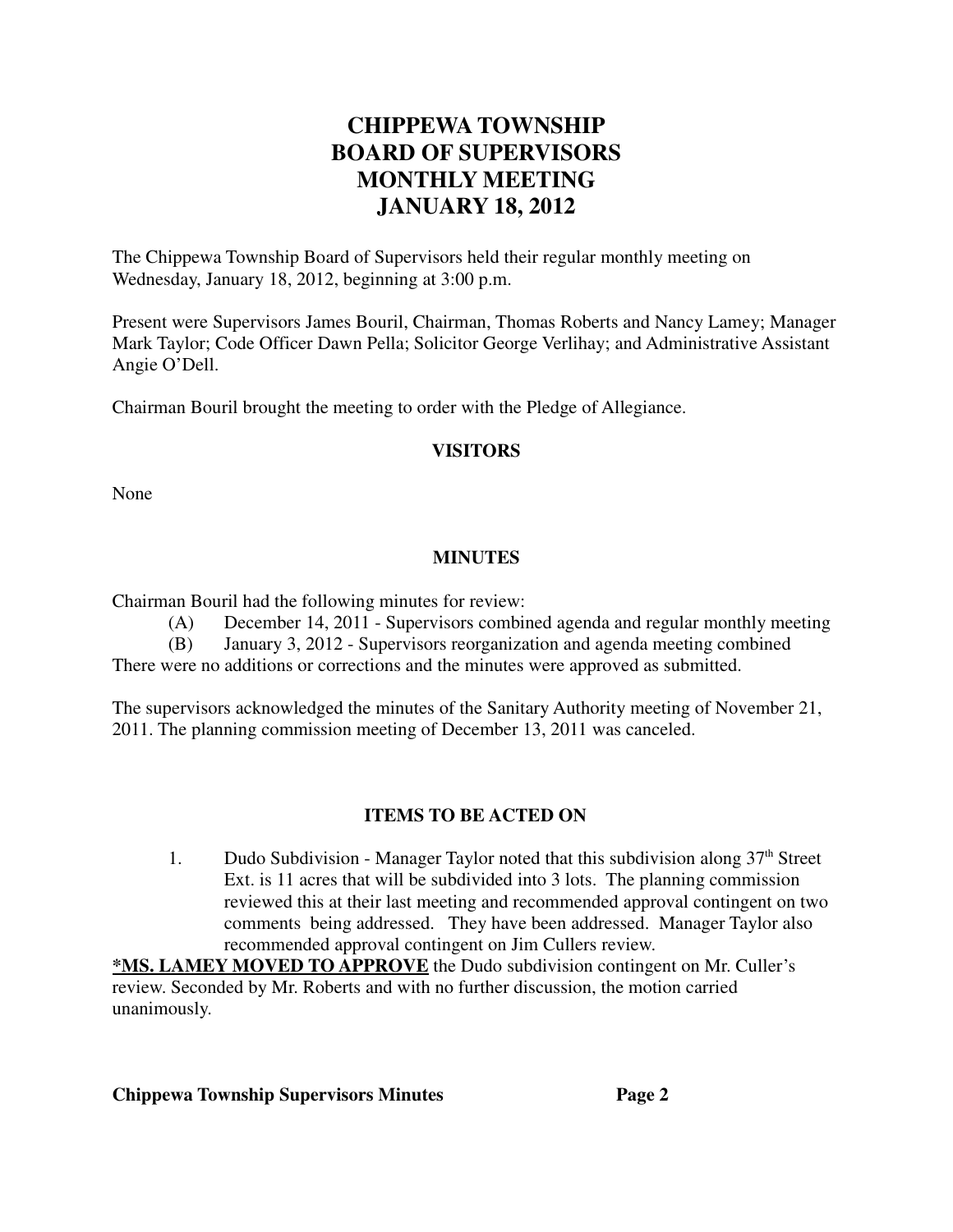# CHIPPEWA TOWNSHIP
# BOARD OF SUPERVISORS
# MONTHLY MEETING
# JANUARY 18, 2012

The Chippewa Township Board of Supervisors held their regular monthly meeting on Wednesday, January 18, 2012, beginning at 3:00 p.m.

Present were Supervisors James Bouril, Chairman, Thomas Roberts and Nancy Lamey; Manager Mark Taylor; Code Officer Dawn Pella; Solicitor George Verlihay; and Administrative Assistant Angie O'Dell.

Chairman Bouril brought the meeting to order with the Pledge of Allegiance.

## VISITORS

None

## MINUTES

Chairman Bouril had the following minutes for review:

(A) December 14, 2011 - Supervisors combined agenda and regular monthly meeting

(B) January 3, 2012 - Supervisors reorganization and agenda meeting combined

There were no additions or corrections and the minutes were approved as submitted.

The supervisors acknowledged the minutes of the Sanitary Authority meeting of November 21, 2011. The planning commission meeting of December 13, 2011 was canceled.

## ITEMS TO BE ACTED ON

1. Dudo Subdivision - Manager Taylor noted that this subdivision along 37th Street Ext. is 11 acres that will be subdivided into 3 lots. The planning commission reviewed this at their last meeting and recommended approval contingent on two comments being addressed. They have been addressed. Manager Taylor also recommended approval contingent on Jim Cullers review.

**<u>*MS. LAMEY MOVED TO APPROVE</u>** the Dudo subdivision contingent on Mr. Culler's review. Seconded by Mr. Roberts and with no further discussion, the motion carried unanimously.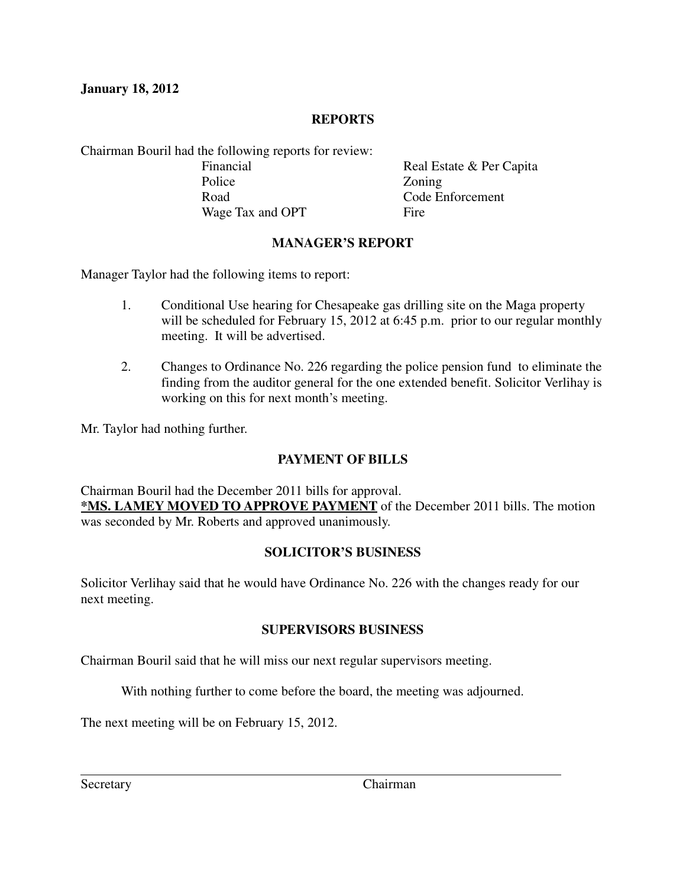**January 18, 2012**

## REPORTS

Chairman Bouril had the following reports for review:

| | |
|---|---|
| Financial | Real Estate & Per Capita |
| Police | Zoning |
| Road | Code Enforcement |
| Wage Tax and OPT | Fire |

## MANAGER'S REPORT

Manager Taylor had the following items to report:

1. Conditional Use hearing for Chesapeake gas drilling site on the Maga property will be scheduled for February 15, 2012 at 6:45 p.m. prior to our regular monthly meeting. It will be advertised.

2. Changes to Ordinance No. 226 regarding the police pension fund to eliminate the finding from the auditor general for the one extended benefit. Solicitor Verlihay is working on this for next month's meeting.

Mr. Taylor had nothing further.

## PAYMENT OF BILLS

Chairman Bouril had the December 2011 bills for approval.
**<u>*MS. LAMEY MOVED TO APPROVE PAYMENT</u>** of the December 2011 bills. The motion was seconded by Mr. Roberts and approved unanimously.

## SOLICITOR'S BUSINESS

Solicitor Verlihay said that he would have Ordinance No. 226 with the changes ready for our next meeting.

## SUPERVISORS BUSINESS

Chairman Bouril said that he will miss our next regular supervisors meeting.

With nothing further to come before the board, the meeting was adjourned.

The next meeting will be on February 15, 2012.

Secretary　　　　　　　　　　　　　　Chairman